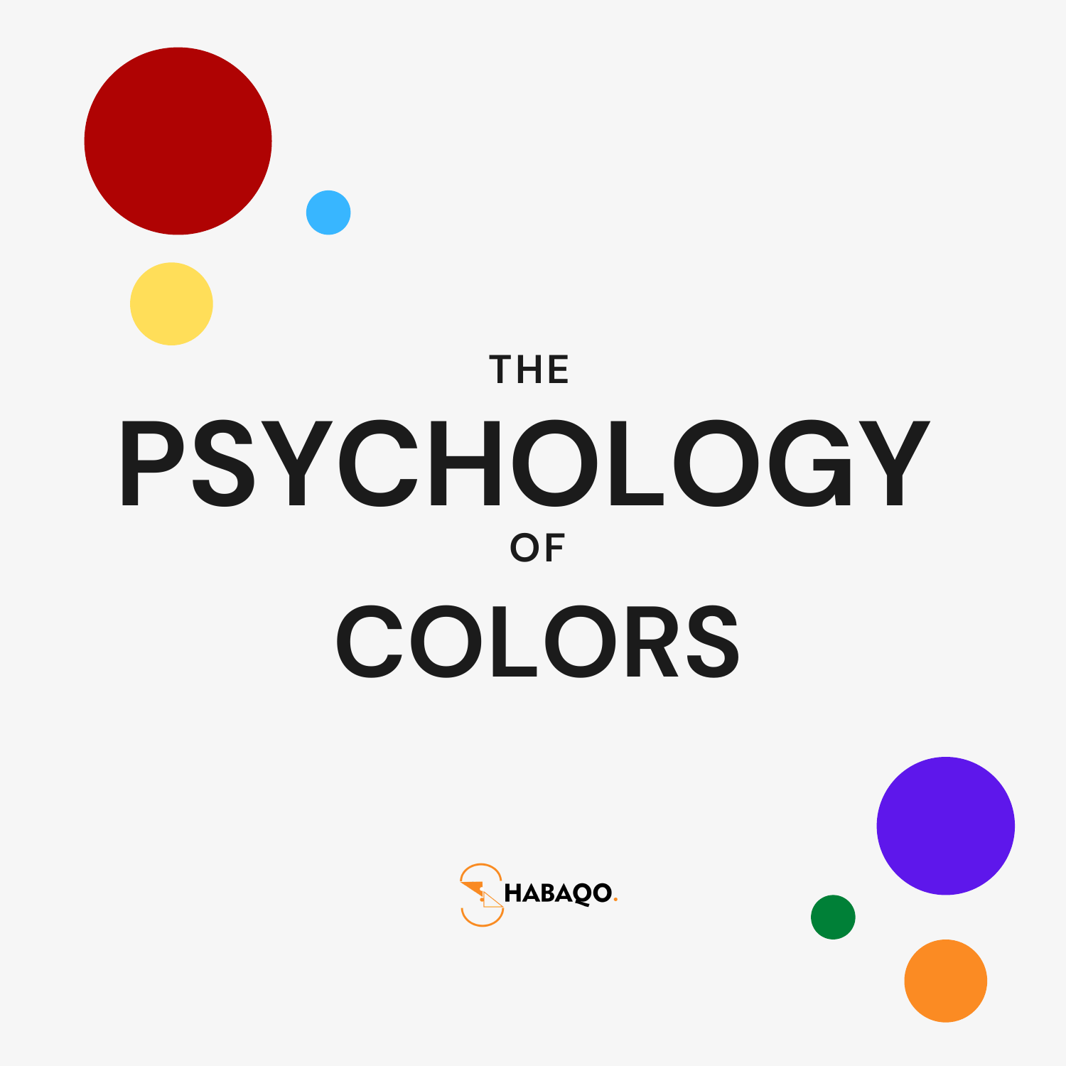# THE PSYCHOLOGY OF COLORS

HABAQO.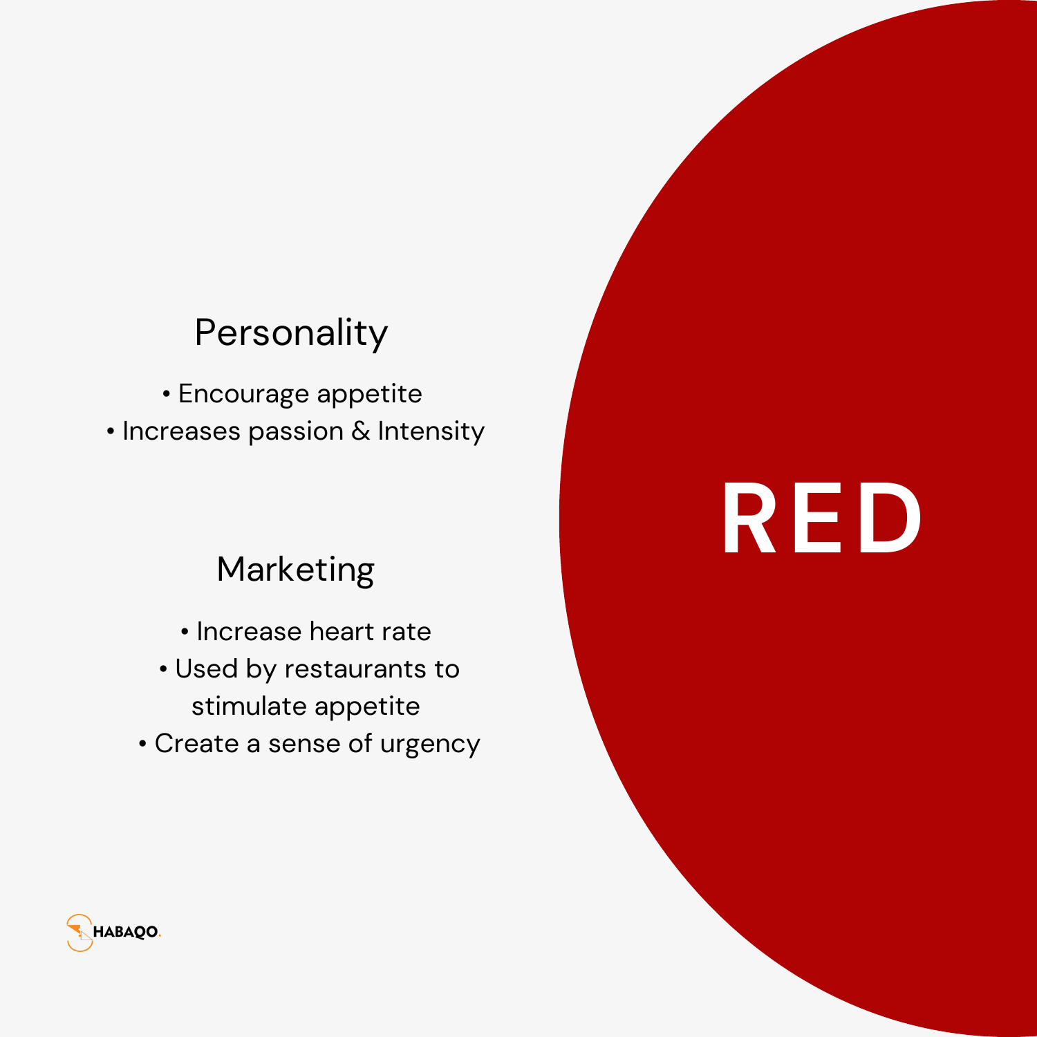# RED

## Personality

- Encourage appetite
- Increases passion & Intensity

## Marketing

- Increase heart rate
- Used by restaurants to stimulate appetite
- Create a sense of urgency

HABAQO.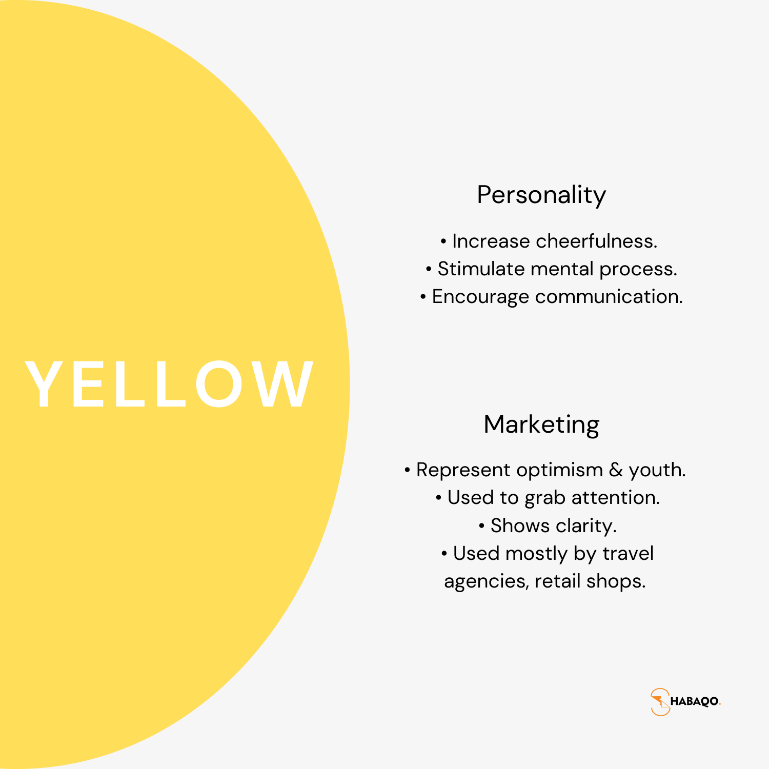# YELLOW

## Personality

- Increase cheerfulness.
- Stimulate mental process.
- Encourage communication.

## Marketing

- Represent optimism & youth.
- Used to grab attention.
- Shows clarity.
- Used mostly by travel agencies, retail shops.

HABAQO.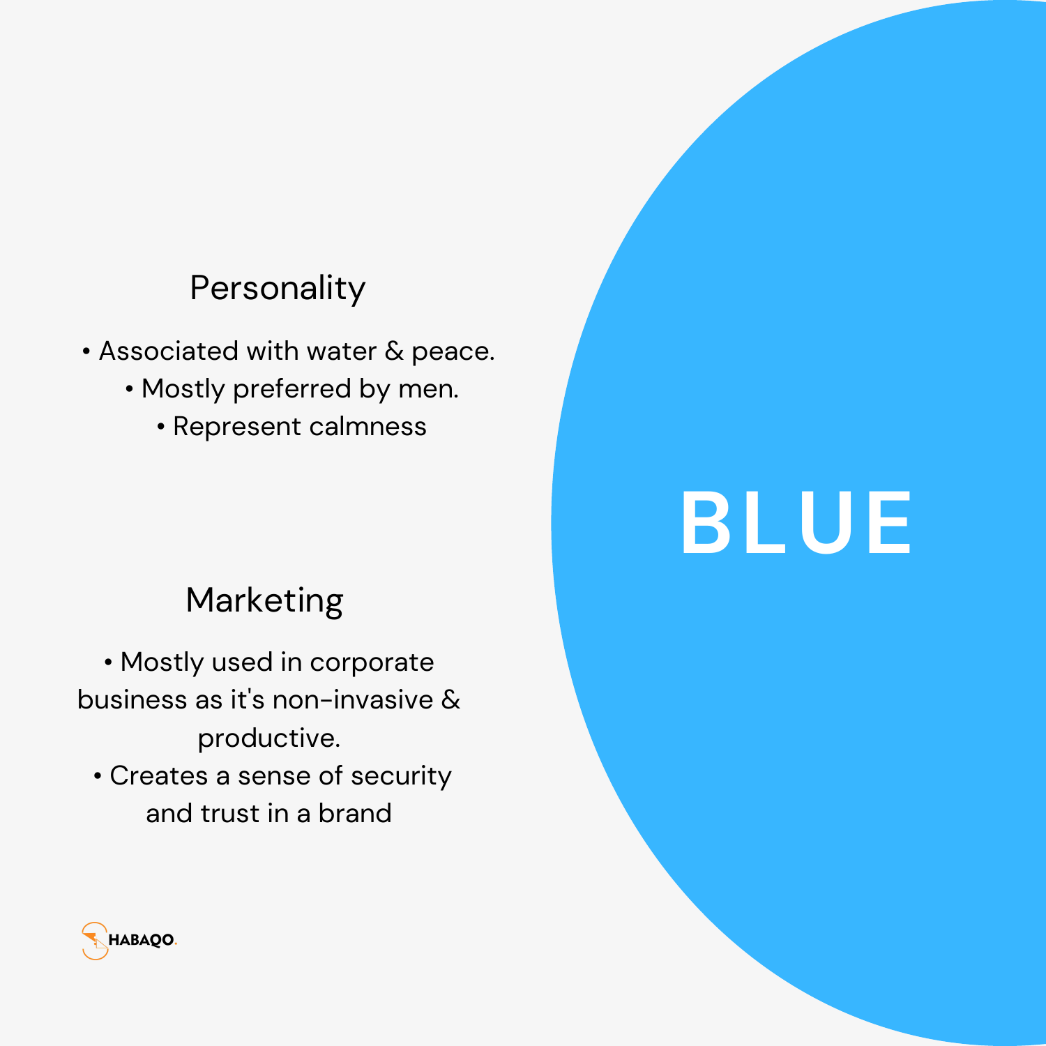# BLUE

## Personality

- Associated with water & peace.
- Mostly preferred by men.
- Represent calmness

## Marketing

- Mostly used in corporate business as it's non-invasive & productive.
- Creates a sense of security and trust in a brand

HABAQO.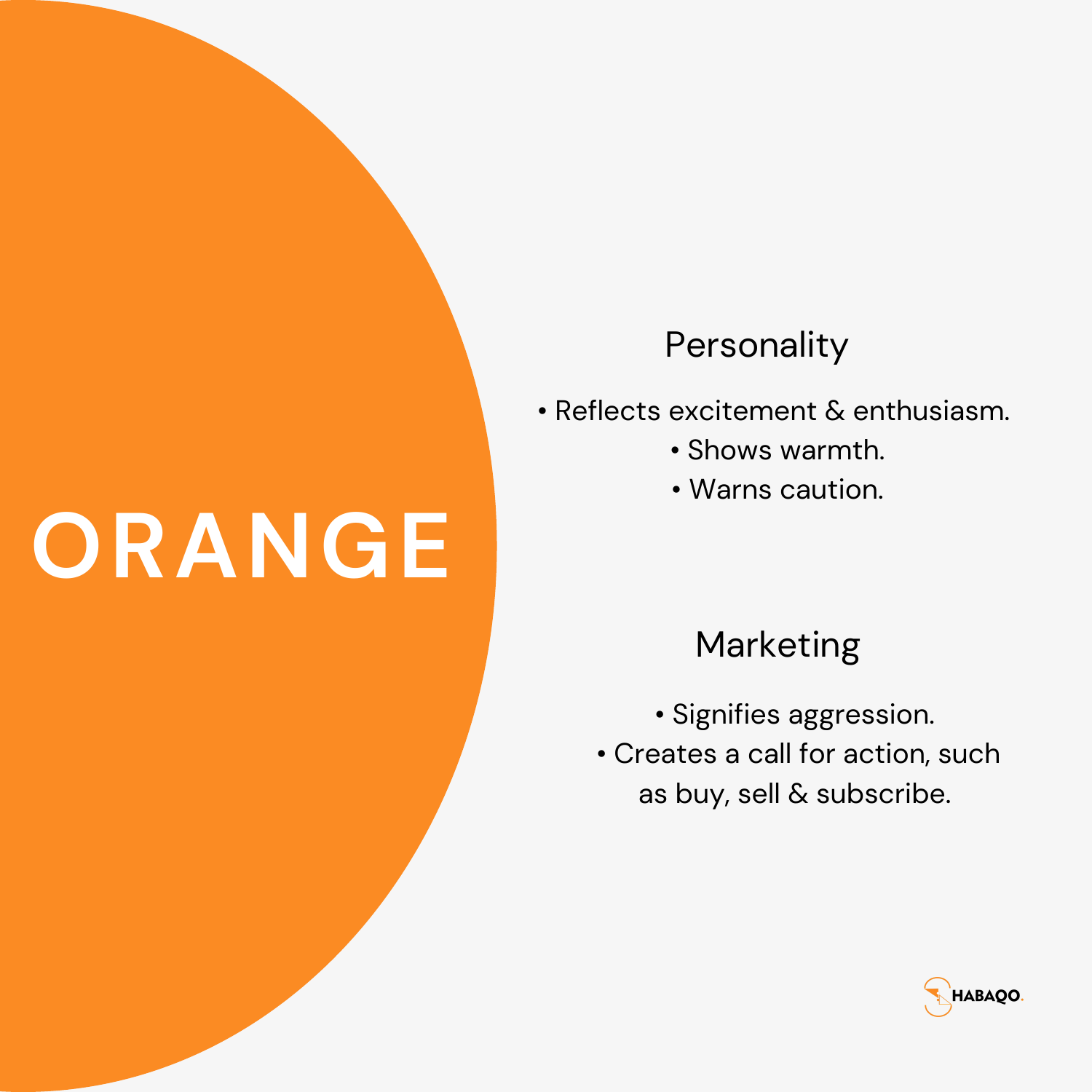# ORANGE

## Personality

- Reflects excitement & enthusiasm.
- Shows warmth.
- Warns caution.

## Marketing

- Signifies aggression.
- Creates a call for action, such as buy, sell & subscribe.

HABAQO.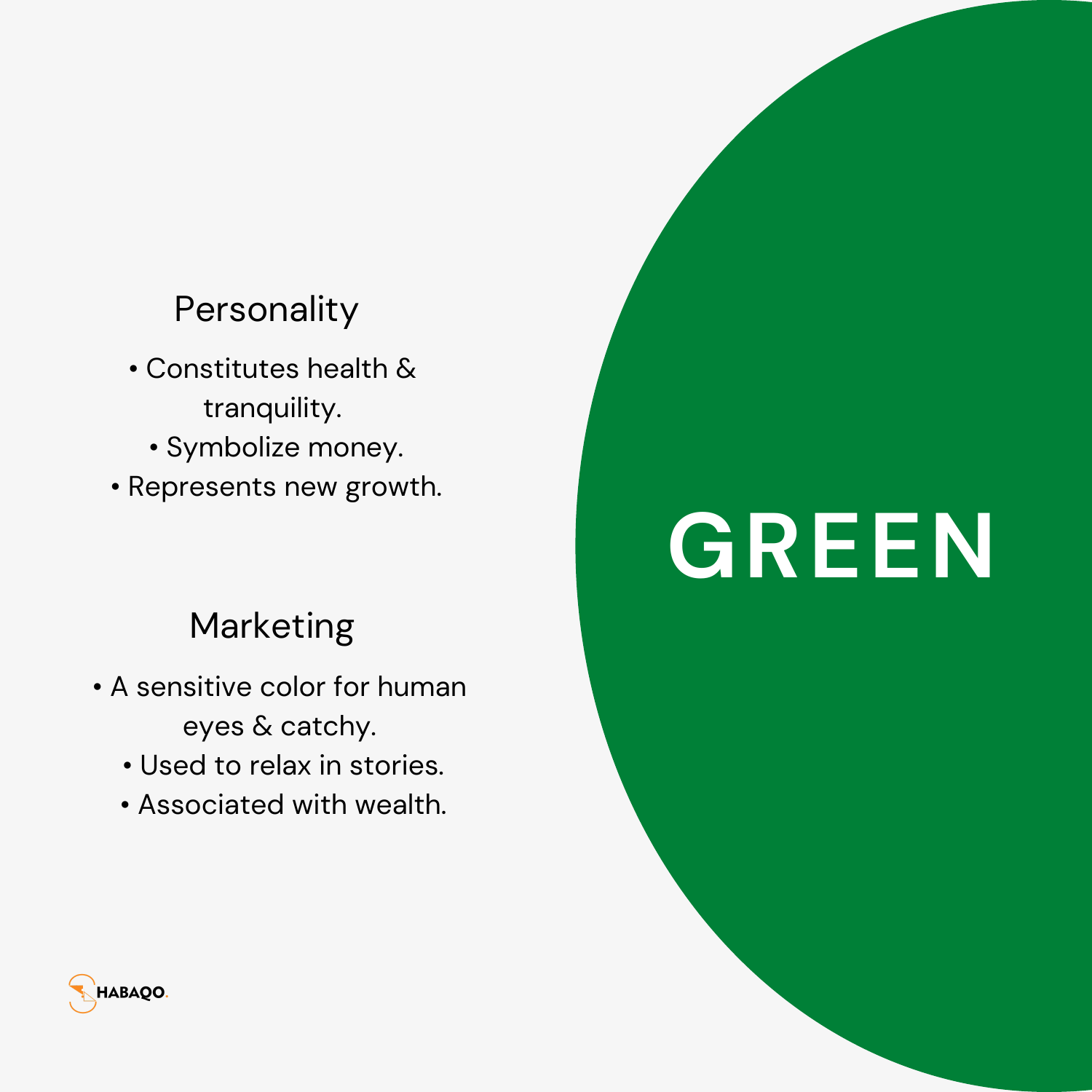# GREEN

## Personality

- Constitutes health & tranquility.
- Symbolize money.
- Represents new growth.

## Marketing

- A sensitive color for human eyes & catchy.
- Used to relax in stories.
- Associated with wealth.

HABAQO.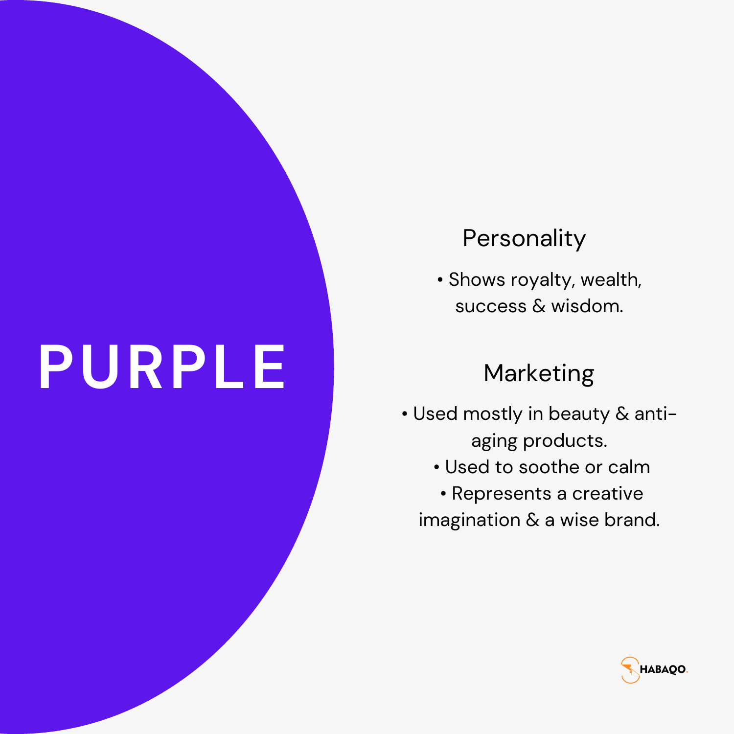# PURPLE

## Personality

- Shows royalty, wealth, success & wisdom.

## Marketing

- Used mostly in beauty & anti-aging products.
- Used to soothe or calm
- Represents a creative imagination & a wise brand.

HABAQO.